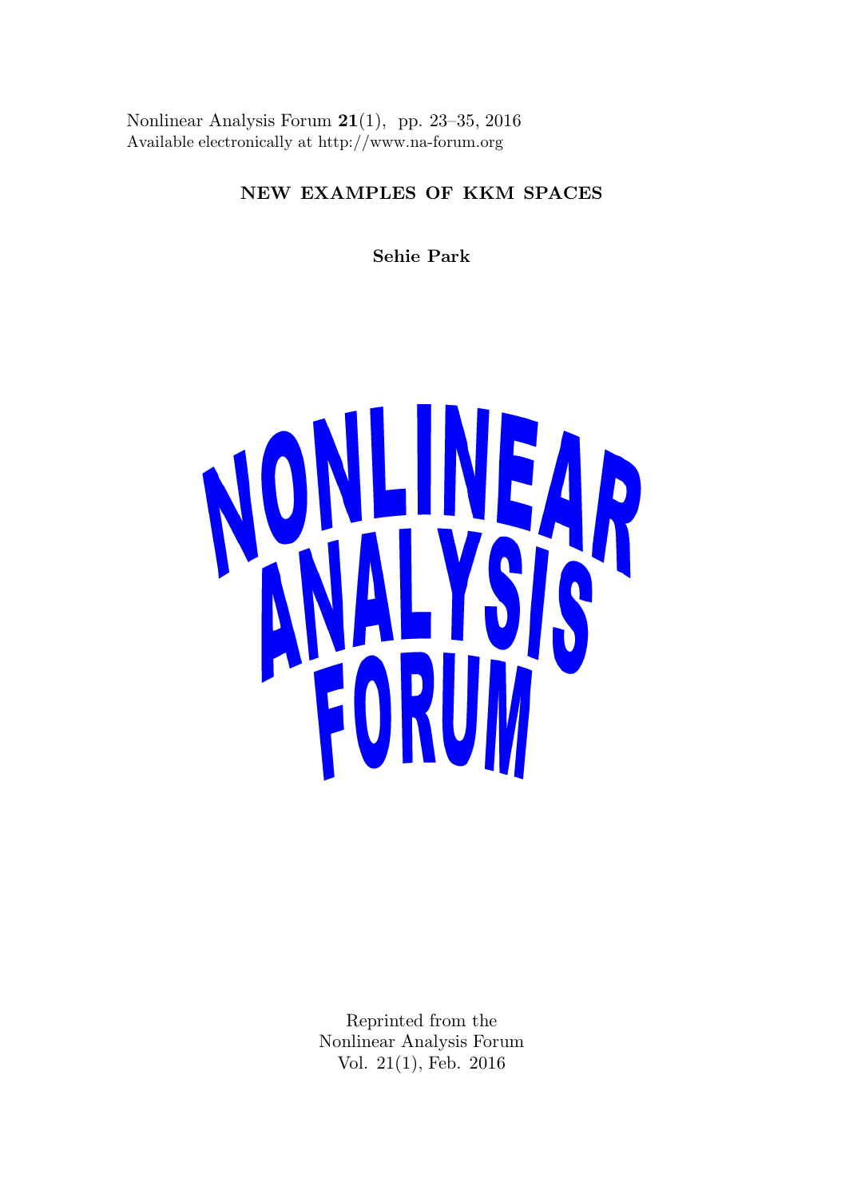Nonlinear Analysis Forum **21**(1), pp. 23–35, 2016
Available electronically at http://www.na-forum.org

# NEW EXAMPLES OF KKM SPACES

**Sehie Park**

NONLINEAR ANALYSIS FORUM

Reprinted from the
Nonlinear Analysis Forum
Vol. 21(1), Feb. 2016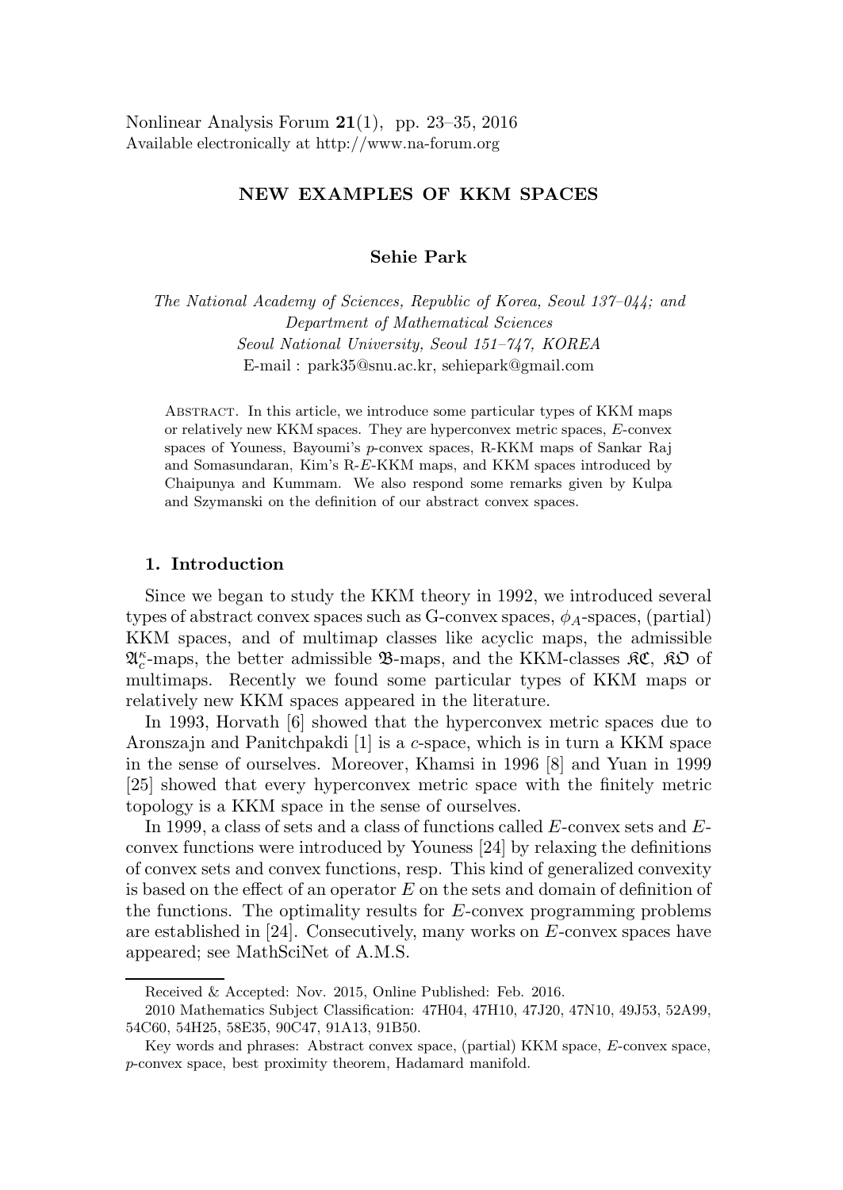NEW EXAMPLES OF KKM SPACES

**Sehie Park**

*The National Academy of Sciences, Republic of Korea, Seoul 137–044; and Department of Mathematical Sciences Seoul National University, Seoul 151–747, KOREA*
E-mail : park35@snu.ac.kr, sehiepark@gmail.com

Abstract. In this article, we introduce some particular types of KKM maps or relatively new KKM spaces. They are hyperconvex metric spaces, $E$-convex spaces of Youness, Bayoumi's $p$-convex spaces, R-KKM maps of Sankar Raj and Somasundaran, Kim's R-$E$-KKM maps, and KKM spaces introduced by Chaipunya and Kummam. We also respond some remarks given by Kulpa and Szymanski on the definition of our abstract convex spaces.

## 1. Introduction

Since we began to study the KKM theory in 1992, we introduced several types of abstract convex spaces such as G-convex spaces, $\phi_A$-spaces, (partial) KKM spaces, and of multimap classes like acyclic maps, the admissible $\mathfrak{A}_c^\kappa$-maps, the better admissible $\mathfrak{B}$-maps, and the KKM-classes $\mathfrak{KC}$, $\mathfrak{KO}$ of multimaps. Recently we found some particular types of KKM maps or relatively new KKM spaces appeared in the literature.

In 1993, Horvath [6] showed that the hyperconvex metric spaces due to Aronszajn and Panitchpakdi [1] is a $c$-space, which is in turn a KKM space in the sense of ourselves. Moreover, Khamsi in 1996 [8] and Yuan in 1999 [25] showed that every hyperconvex metric space with the finitely metric topology is a KKM space in the sense of ourselves.

In 1999, a class of sets and a class of functions called $E$-convex sets and $E$-convex functions were introduced by Youness [24] by relaxing the definitions of convex sets and convex functions, resp. This kind of generalized convexity is based on the effect of an operator $E$ on the sets and domain of definition of the functions. The optimality results for $E$-convex programming problems are established in [24]. Consecutively, many works on $E$-convex spaces have appeared; see MathSciNet of A.M.S.

Received & Accepted: Nov. 2015, Online Published: Feb. 2016.

2010 Mathematics Subject Classification: 47H04, 47H10, 47J20, 47N10, 49J53, 52A99, 54C60, 54H25, 58E35, 90C47, 91A13, 91B50.

Key words and phrases: Abstract convex space, (partial) KKM space, $E$-convex space, $p$-convex space, best proximity theorem, Hadamard manifold.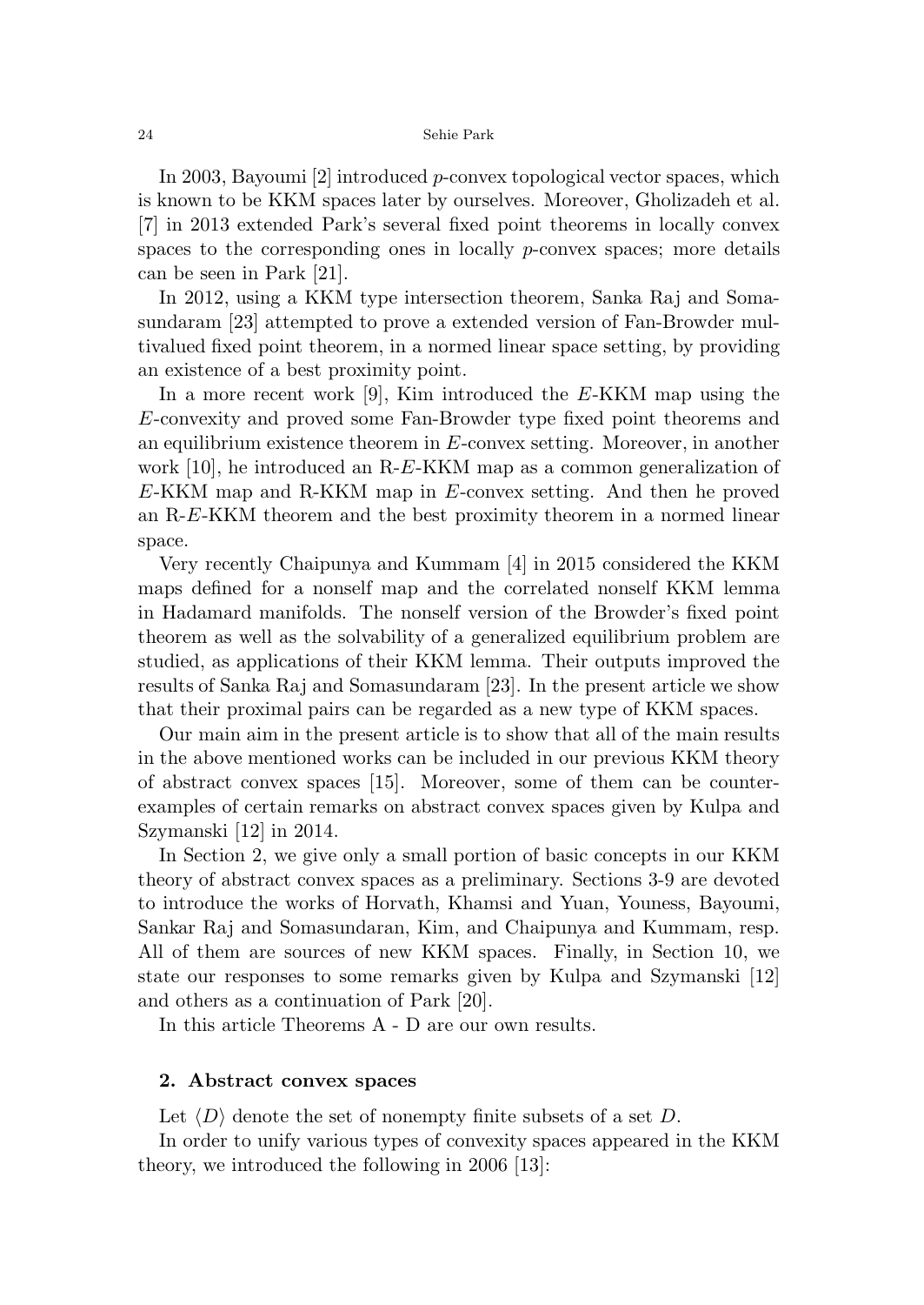In 2003, Bayoumi [2] introduced $p$-convex topological vector spaces, which is known to be KKM spaces later by ourselves. Moreover, Gholizadeh et al. [7] in 2013 extended Park's several fixed point theorems in locally convex spaces to the corresponding ones in locally $p$-convex spaces; more details can be seen in Park [21].

In 2012, using a KKM type intersection theorem, Sanka Raj and Somasundaram [23] attempted to prove a extended version of Fan-Browder multivalued fixed point theorem, in a normed linear space setting, by providing an existence of a best proximity point.

In a more recent work [9], Kim introduced the $E$-KKM map using the $E$-convexity and proved some Fan-Browder type fixed point theorems and an equilibrium existence theorem in $E$-convex setting. Moreover, in another work [10], he introduced an R-$E$-KKM map as a common generalization of $E$-KKM map and R-KKM map in $E$-convex setting. And then he proved an R-$E$-KKM theorem and the best proximity theorem in a normed linear space.

Very recently Chaipunya and Kummam [4] in 2015 considered the KKM maps defined for a nonself map and the correlated nonself KKM lemma in Hadamard manifolds. The nonself version of the Browder's fixed point theorem as well as the solvability of a generalized equilibrium problem are studied, as applications of their KKM lemma. Their outputs improved the results of Sanka Raj and Somasundaram [23]. In the present article we show that their proximal pairs can be regarded as a new type of KKM spaces.

Our main aim in the present article is to show that all of the main results in the above mentioned works can be included in our previous KKM theory of abstract convex spaces [15]. Moreover, some of them can be counterexamples of certain remarks on abstract convex spaces given by Kulpa and Szymanski [12] in 2014.

In Section 2, we give only a small portion of basic concepts in our KKM theory of abstract convex spaces as a preliminary. Sections 3-9 are devoted to introduce the works of Horvath, Khamsi and Yuan, Youness, Bayoumi, Sankar Raj and Somasundaran, Kim, and Chaipunya and Kummam, resp. All of them are sources of new KKM spaces. Finally, in Section 10, we state our responses to some remarks given by Kulpa and Szymanski [12] and others as a continuation of Park [20].

In this article Theorems A - D are our own results.

## 2. Abstract convex spaces

Let $\langle D \rangle$ denote the set of nonempty finite subsets of a set $D$.

In order to unify various types of convexity spaces appeared in the KKM theory, we introduced the following in 2006 [13]: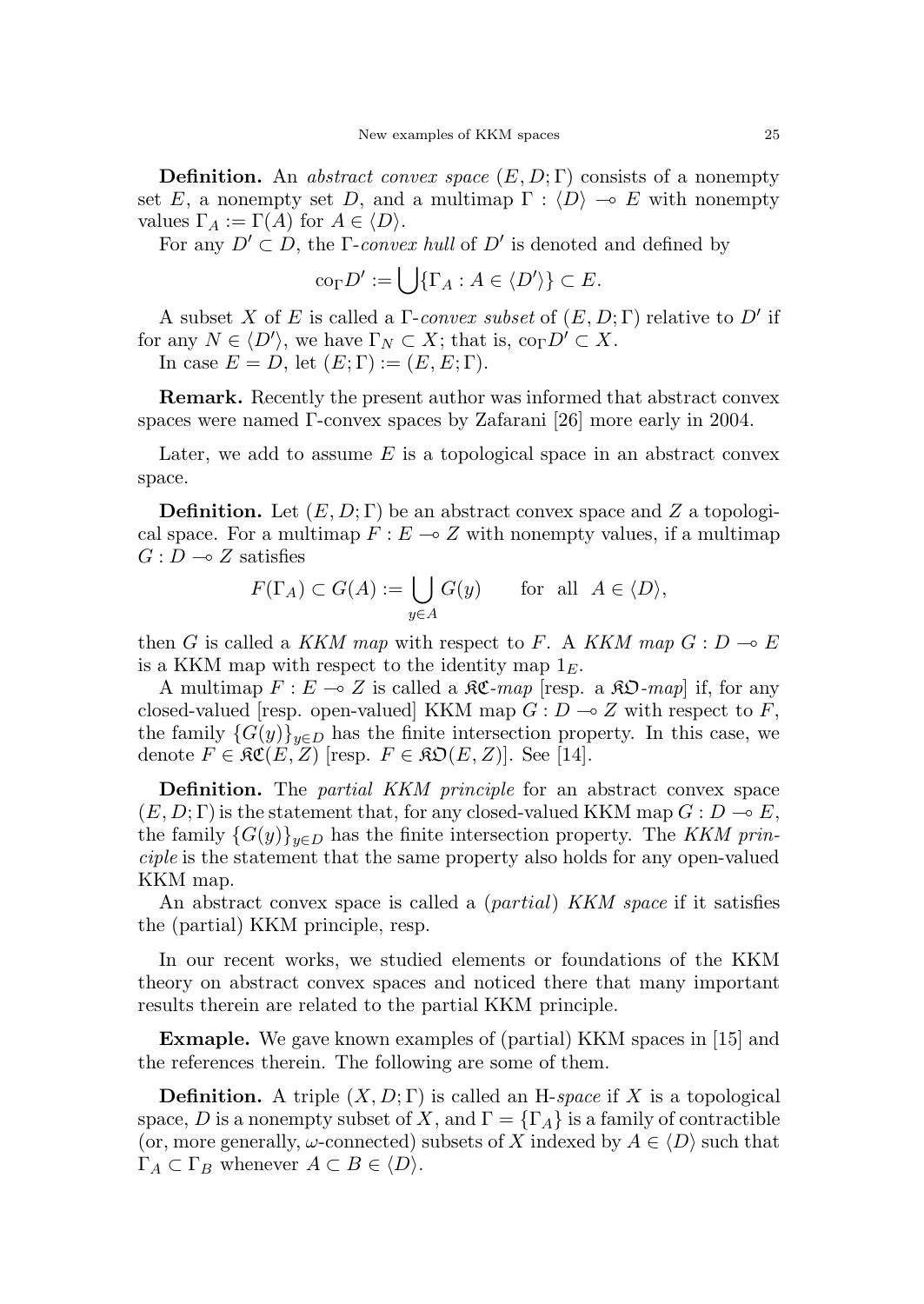**Definition.** An *abstract convex space* $(E, D; \Gamma)$ consists of a nonempty set $E$, a nonempty set $D$, and a multimap $\Gamma : \langle D \rangle \multimap E$ with nonempty values $\Gamma_A := \Gamma(A)$ for $A \in \langle D \rangle$.

For any $D' \subset D$, the $\Gamma$-*convex hull* of $D'$ is denoted and defined by

$$\mathrm{co}_\Gamma D' := \bigcup \{\Gamma_A : A \in \langle D' \rangle\} \subset E.$$

A subset $X$ of $E$ is called a $\Gamma$-*convex subset* of $(E, D; \Gamma)$ relative to $D'$ if for any $N \in \langle D' \rangle$, we have $\Gamma_N \subset X$; that is, $\mathrm{co}_\Gamma D' \subset X$.

In case $E = D$, let $(E; \Gamma) := (E, E; \Gamma)$.

**Remark.** Recently the present author was informed that abstract convex spaces were named $\Gamma$-convex spaces by Zafarani [26] more early in 2004.

Later, we add to assume $E$ is a topological space in an abstract convex space.

**Definition.** Let $(E, D; \Gamma)$ be an abstract convex space and $Z$ a topological space. For a multimap $F : E \multimap Z$ with nonempty values, if a multimap $G : D \multimap Z$ satisfies

$$F(\Gamma_A) \subset G(A) := \bigcup_{y \in A} G(y) \qquad \text{for all} \quad A \in \langle D \rangle,$$

then $G$ is called a *KKM map* with respect to $F$. A *KKM map* $G : D \multimap E$ is a KKM map with respect to the identity map $1_E$.

A multimap $F : E \multimap Z$ is called a $\mathfrak{KC}$-*map* [resp. a $\mathfrak{KO}$-*map*] if, for any closed-valued [resp. open-valued] KKM map $G : D \multimap Z$ with respect to $F$, the family $\{G(y)\}_{y \in D}$ has the finite intersection property. In this case, we denote $F \in \mathfrak{KC}(E, Z)$ [resp. $F \in \mathfrak{KO}(E, Z)$]. See [14].

**Definition.** The *partial KKM principle* for an abstract convex space $(E, D; \Gamma)$ is the statement that, for any closed-valued KKM map $G : D \multimap E$, the family $\{G(y)\}_{y \in D}$ has the finite intersection property. The *KKM principle* is the statement that the same property also holds for any open-valued KKM map.

An abstract convex space is called a (*partial*) *KKM space* if it satisfies the (partial) KKM principle, resp.

In our recent works, we studied elements or foundations of the KKM theory on abstract convex spaces and noticed there that many important results therein are related to the partial KKM principle.

**Exmaple.** We gave known examples of (partial) KKM spaces in [15] and the references therein. The following are some of them.

**Definition.** A triple $(X, D; \Gamma)$ is called an H-*space* if $X$ is a topological space, $D$ is a nonempty subset of $X$, and $\Gamma = \{\Gamma_A\}$ is a family of contractible (or, more generally, $\omega$-connected) subsets of $X$ indexed by $A \in \langle D \rangle$ such that $\Gamma_A \subset \Gamma_B$ whenever $A \subset B \in \langle D \rangle$.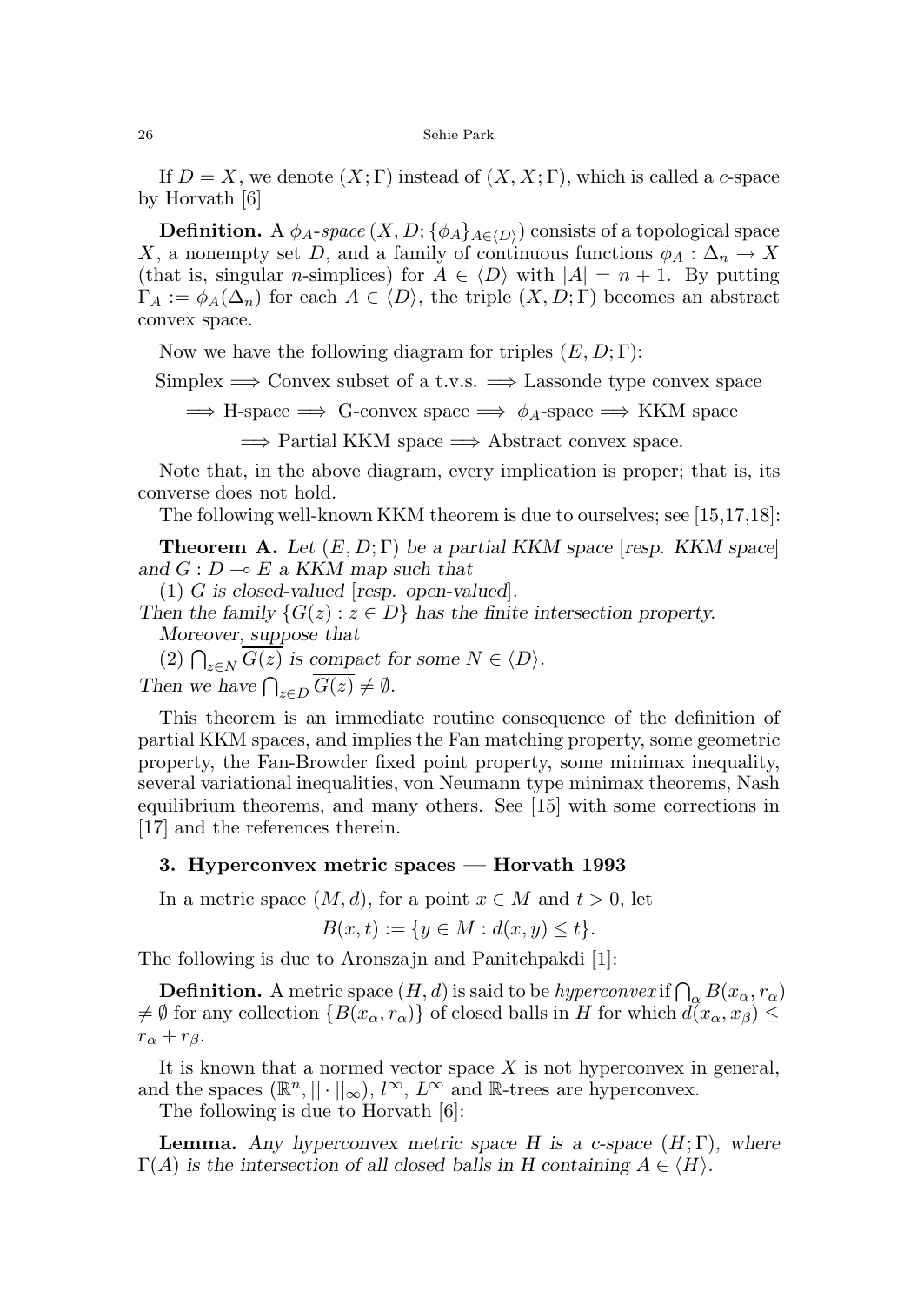If $D = X$, we denote $(X; \Gamma)$ instead of $(X, X; \Gamma)$, which is called a *c*-space by Horvath [6]

**Definition.** A $\phi_A$*-space* $(X, D; \{\phi_A\}_{A \in \langle D \rangle})$ consists of a topological space $X$, a nonempty set $D$, and a family of continuous functions $\phi_A : \Delta_n \to X$ (that is, singular $n$-simplices) for $A \in \langle D \rangle$ with $|A| = n + 1$. By putting $\Gamma_A := \phi_A(\Delta_n)$ for each $A \in \langle D \rangle$, the triple $(X, D; \Gamma)$ becomes an abstract convex space.

Now we have the following diagram for triples $(E, D; \Gamma)$:

Simplex $\Longrightarrow$ Convex subset of a t.v.s. $\Longrightarrow$ Lassonde type convex space

$\Longrightarrow$ H-space $\Longrightarrow$ G-convex space $\Longrightarrow$ $\phi_A$-space $\Longrightarrow$ KKM space

$\Longrightarrow$ Partial KKM space $\Longrightarrow$ Abstract convex space.

Note that, in the above diagram, every implication is proper; that is, its converse does not hold.

The following well-known KKM theorem is due to ourselves; see [15,17,18]:

**Theorem A.** *Let $(E, D; \Gamma)$ be a partial KKM space [resp. KKM space] and $G : D \multimap E$ a KKM map such that*

(1) *$G$ is closed-valued [resp. open-valued].*

*Then the family $\{G(z) : z \in D\}$ has the finite intersection property.*

*Moreover, suppose that*

(2) *$\bigcap_{z \in N} \overline{G(z)}$ is compact for some $N \in \langle D \rangle$.*

*Then we have $\bigcap_{z \in D} \overline{G(z)} \neq \emptyset$.*

This theorem is an immediate routine consequence of the definition of partial KKM spaces, and implies the Fan matching property, some geometric property, the Fan-Browder fixed point property, some minimax inequality, several variational inequalities, von Neumann type minimax theorems, Nash equilibrium theorems, and many others. See [15] with some corrections in [17] and the references therein.

## 3. Hyperconvex metric spaces — Horvath 1993

In a metric space $(M, d)$, for a point $x \in M$ and $t > 0$, let

$$B(x, t) := \{y \in M : d(x, y) \leq t\}.$$

The following is due to Aronszajn and Panitchpakdi [1]:

**Definition.** A metric space $(H, d)$ is said to be *hyperconvex* if $\bigcap_\alpha B(x_\alpha, r_\alpha) \neq \emptyset$ for any collection $\{B(x_\alpha, r_\alpha)\}$ of closed balls in $H$ for which $d(x_\alpha, x_\beta) \leq r_\alpha + r_\beta$.

It is known that a normed vector space $X$ is not hyperconvex in general, and the spaces $(\mathbb{R}^n, || \cdot ||_\infty)$, $l^\infty$, $L^\infty$ and $\mathbb{R}$-trees are hyperconvex.

The following is due to Horvath [6]:

**Lemma.** *Any hyperconvex metric space $H$ is a c-space $(H; \Gamma)$, where $\Gamma(A)$ is the intersection of all closed balls in $H$ containing $A \in \langle H \rangle$.*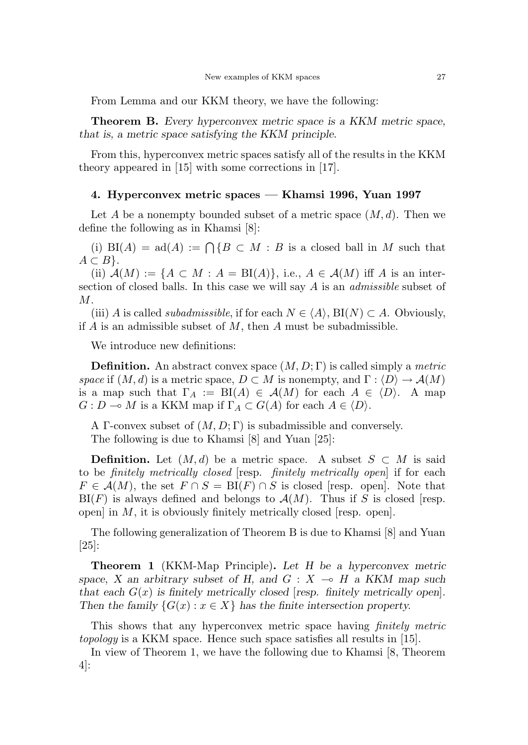From Lemma and our KKM theory, we have the following:

**Theorem B.** *Every hyperconvex metric space is a KKM metric space, that is, a metric space satisfying the KKM principle.*

From this, hyperconvex metric spaces satisfy all of the results in the KKM theory appeared in [15] with some corrections in [17].

## 4. Hyperconvex metric spaces — Khamsi 1996, Yuan 1997

Let $A$ be a nonempty bounded subset of a metric space $(M, d)$. Then we define the following as in Khamsi [8]:

(i) $\mathrm{BI}(A) = \mathrm{ad}(A) := \bigcap\{B \subset M : B$ is a closed ball in $M$ such that $A \subset B\}$.

(ii) $\mathcal{A}(M) := \{A \subset M : A = \mathrm{BI}(A)\}$, i.e., $A \in \mathcal{A}(M)$ iff $A$ is an intersection of closed balls. In this case we will say $A$ is an *admissible* subset of $M$.

(iii) $A$ is called *subadmissible*, if for each $N \in \langle A \rangle$, $\mathrm{BI}(N) \subset A$. Obviously, if $A$ is an admissible subset of $M$, then $A$ must be subadmissible.

We introduce new definitions:

**Definition.** An abstract convex space $(M, D; \Gamma)$ is called simply a *metric space* if $(M, d)$ is a metric space, $D \subset M$ is nonempty, and $\Gamma : \langle D \rangle \to \mathcal{A}(M)$ is a map such that $\Gamma_A := \mathrm{BI}(A) \in \mathcal{A}(M)$ for each $A \in \langle D \rangle$. A map $G : D \multimap M$ is a KKM map if $\Gamma_A \subset G(A)$ for each $A \in \langle D \rangle$.

A $\Gamma$-convex subset of $(M, D; \Gamma)$ is subadmissible and conversely.

The following is due to Khamsi [8] and Yuan [25]:

**Definition.** Let $(M, d)$ be a metric space. A subset $S \subset M$ is said to be *finitely metrically closed* [resp. *finitely metrically open*] if for each $F \in \mathcal{A}(M)$, the set $F \cap S = \mathrm{BI}(F) \cap S$ is closed [resp. open]. Note that $\mathrm{BI}(F)$ is always defined and belongs to $\mathcal{A}(M)$. Thus if $S$ is closed [resp. open] in $M$, it is obviously finitely metrically closed [resp. open].

The following generalization of Theorem B is due to Khamsi [8] and Yuan [25]:

**Theorem 1** (KKM-Map Principle)**.** *Let $H$ be a hyperconvex metric space, $X$ an arbitrary subset of $H$, and $G : X \multimap H$ a KKM map such that each $G(x)$ is finitely metrically closed* [*resp. finitely metrically open*]*. Then the family $\{G(x) : x \in X\}$ has the finite intersection property.*

This shows that any hyperconvex metric space having *finitely metric topology* is a KKM space. Hence such space satisfies all results in [15].

In view of Theorem 1, we have the following due to Khamsi [8, Theorem 4]: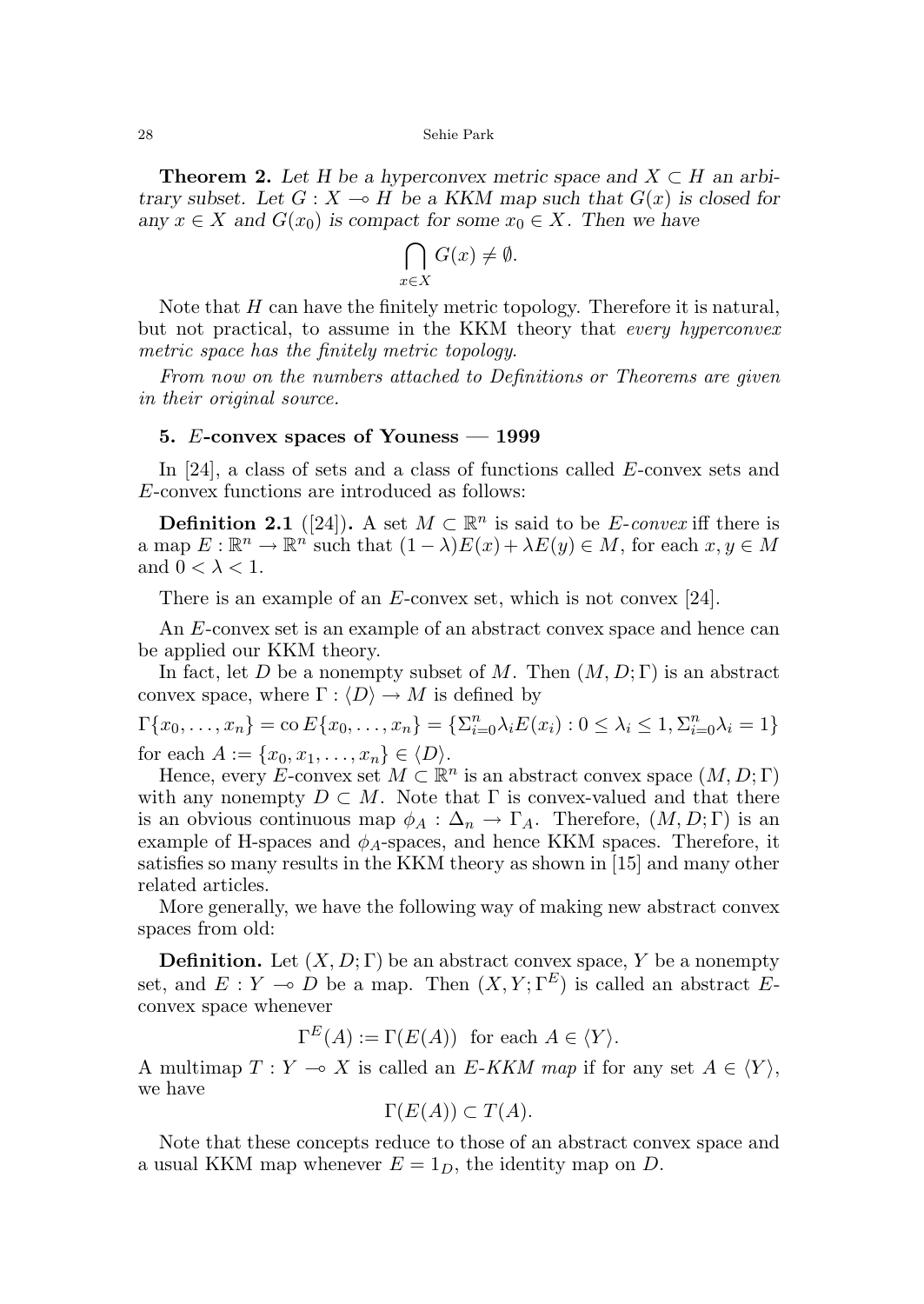**Theorem 2.** *Let $H$ be a hyperconvex metric space and $X \subset H$ an arbitrary subset. Let $G : X \multimap H$ be a KKM map such that $G(x)$ is closed for any $x \in X$ and $G(x_0)$ is compact for some $x_0 \in X$. Then we have*

$$\bigcap_{x \in X} G(x) \neq \emptyset.$$

Note that $H$ can have the finitely metric topology. Therefore it is natural, but not practical, to assume in the KKM theory that *every hyperconvex metric space has the finitely metric topology.*

*From now on the numbers attached to Definitions or Theorems are given in their original source.*

### 5. $E$-convex spaces of Youness — 1999

In [24], a class of sets and a class of functions called $E$-convex sets and $E$-convex functions are introduced as follows:

**Definition 2.1** ([24])**.** A set $M \subset \mathbb{R}^n$ is said to be *$E$-convex* iff there is a map $E : \mathbb{R}^n \to \mathbb{R}^n$ such that $(1-\lambda)E(x) + \lambda E(y) \in M$, for each $x, y \in M$ and $0 < \lambda < 1$.

There is an example of an $E$-convex set, which is not convex [24].

An $E$-convex set is an example of an abstract convex space and hence can be applied our KKM theory.

In fact, let $D$ be a nonempty subset of $M$. Then $(M, D; \Gamma)$ is an abstract convex space, where $\Gamma : \langle D \rangle \to M$ is defined by

$$\Gamma\{x_0, \ldots, x_n\} = \operatorname{co} E\{x_0, \ldots, x_n\} = \{\Sigma_{i=0}^n \lambda_i E(x_i) : 0 \le \lambda_i \le 1, \Sigma_{i=0}^n \lambda_i = 1\}$$

for each $A := \{x_0, x_1, \ldots, x_n\} \in \langle D \rangle$.

Hence, every $E$-convex set $M \subset \mathbb{R}^n$ is an abstract convex space $(M, D; \Gamma)$ with any nonempty $D \subset M$. Note that $\Gamma$ is convex-valued and that there is an obvious continuous map $\phi_A : \Delta_n \to \Gamma_A$. Therefore, $(M, D; \Gamma)$ is an example of H-spaces and $\phi_A$-spaces, and hence KKM spaces. Therefore, it satisfies so many results in the KKM theory as shown in [15] and many other related articles.

More generally, we have the following way of making new abstract convex spaces from old:

**Definition.** Let $(X, D; \Gamma)$ be an abstract convex space, $Y$ be a nonempty set, and $E : Y \multimap D$ be a map. Then $(X, Y; \Gamma^E)$ is called an abstract $E$-convex space whenever

$$\Gamma^E(A) := \Gamma(E(A)) \ \text{ for each } A \in \langle Y \rangle.$$

A multimap $T : Y \multimap X$ is called an *$E$-KKM map* if for any set $A \in \langle Y \rangle$, we have

$$\Gamma(E(A)) \subset T(A).$$

Note that these concepts reduce to those of an abstract convex space and a usual KKM map whenever $E = 1_D$, the identity map on $D$.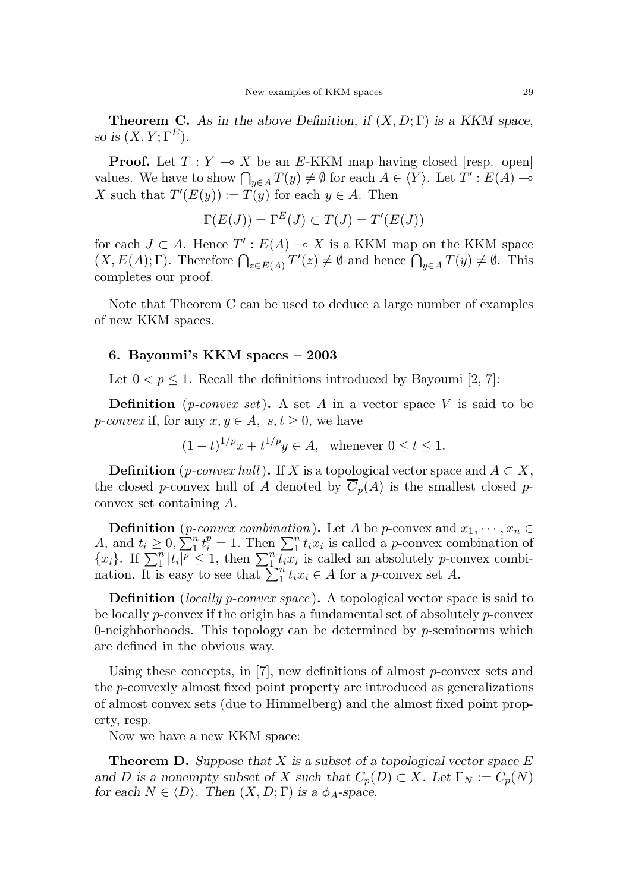**Theorem C.** *As in the above Definition, if $(X, D; \Gamma)$ is a KKM space, so is $(X, Y; \Gamma^E)$.*

**Proof.** Let $T : Y \multimap X$ be an $E$-KKM map having closed [resp. open] values. We have to show $\bigcap_{y \in A} T(y) \neq \emptyset$ for each $A \in \langle Y \rangle$. Let $T' : E(A) \multimap X$ such that $T'(E(y)) := T(y)$ for each $y \in A$. Then

$$\Gamma(E(J)) = \Gamma^E(J) \subset T(J) = T'(E(J))$$

for each $J \subset A$. Hence $T' : E(A) \multimap X$ is a KKM map on the KKM space $(X, E(A); \Gamma)$. Therefore $\bigcap_{z \in E(A)} T'(z) \neq \emptyset$ and hence $\bigcap_{y \in A} T(y) \neq \emptyset$. This completes our proof.

Note that Theorem C can be used to deduce a large number of examples of new KKM spaces.

## 6. Bayoumi's KKM spaces – 2003

Let $0 < p \leq 1$. Recall the definitions introduced by Bayoumi [2, 7]:

**Definition** (*p-convex set*)**.** A set $A$ in a vector space $V$ is said to be *p-convex* if, for any $x, y \in A$, $s, t \geq 0$, we have

$$(1-t)^{1/p} x + t^{1/p} y \in A, \quad \text{whenever } 0 \leq t \leq 1.$$

**Definition** (*p-convex hull*)**.** If $X$ is a topological vector space and $A \subset X$, the closed $p$-convex hull of $A$ denoted by $\overline{C}_p(A)$ is the smallest closed $p$-convex set containing $A$.

**Definition** (*p-convex combination*)**.** Let $A$ be $p$-convex and $x_1, \cdots, x_n \in A$, and $t_i \geq 0, \sum_1^n t_i^p = 1$. Then $\sum_1^n t_i x_i$ is called a $p$-convex combination of $\{x_i\}$. If $\sum_1^n |t_i|^p \leq 1$, then $\sum_1^n t_i x_i$ is called an absolutely $p$-convex combination. It is easy to see that $\sum_1^n t_i x_i \in A$ for a $p$-convex set $A$.

**Definition** (*locally p-convex space*)**.** A topological vector space is said to be locally $p$-convex if the origin has a fundamental set of absolutely $p$-convex 0-neighborhoods. This topology can be determined by $p$-seminorms which are defined in the obvious way.

Using these concepts, in [7], new definitions of almost $p$-convex sets and the $p$-convexly almost fixed point property are introduced as generalizations of almost convex sets (due to Himmelberg) and the almost fixed point property, resp.

Now we have a new KKM space:

**Theorem D.** *Suppose that $X$ is a subset of a topological vector space $E$ and $D$ is a nonempty subset of $X$ such that $C_p(D) \subset X$. Let $\Gamma_N := C_p(N)$ for each $N \in \langle D \rangle$. Then $(X, D; \Gamma)$ is a $\phi_A$-space.*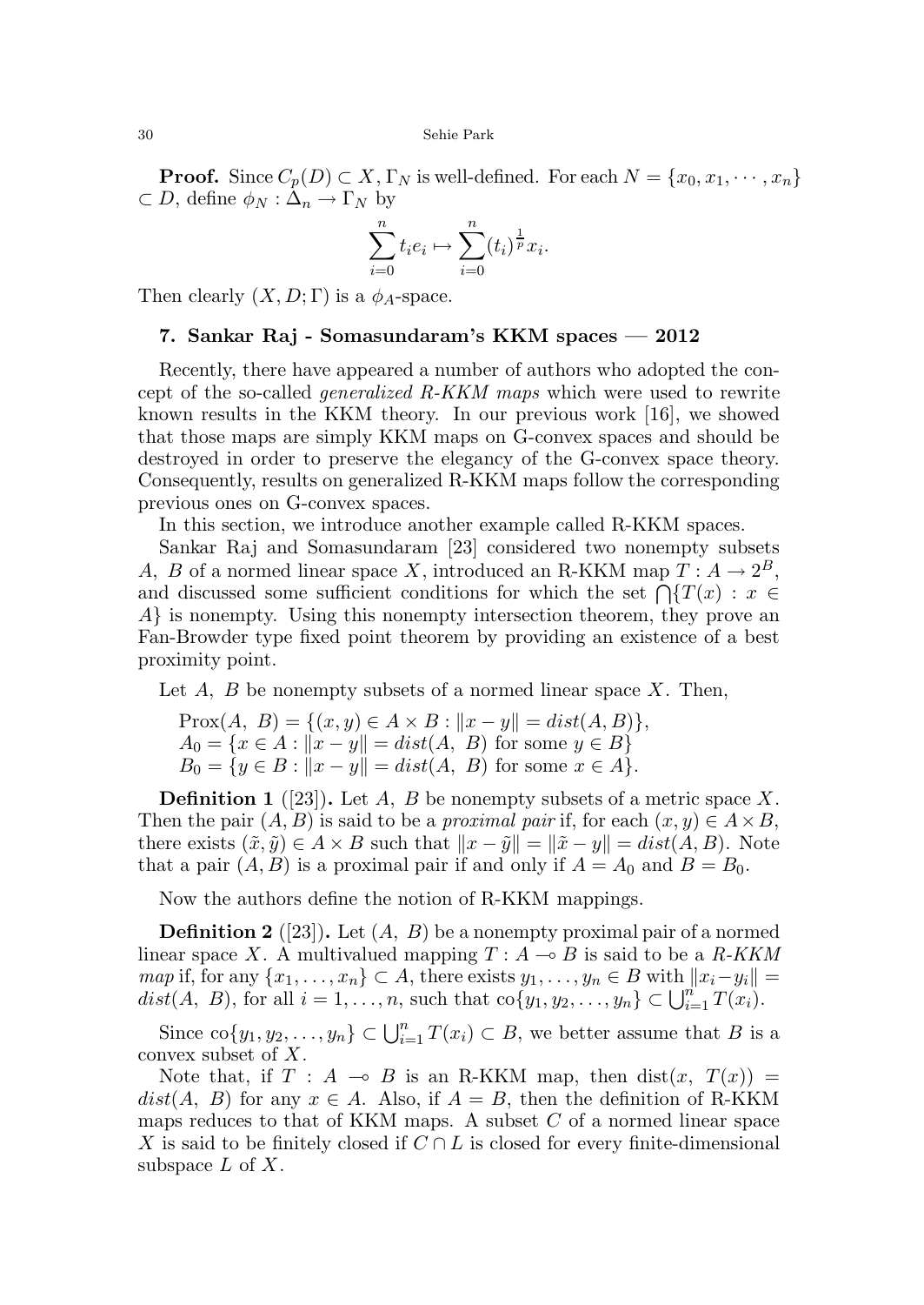**Proof.** Since $C_p(D) \subset X$, $\Gamma_N$ is well-defined. For each $N = \{x_0, x_1, \cdots, x_n\} \subset D$, define $\phi_N : \Delta_n \to \Gamma_N$ by

$$\sum_{i=0}^{n} t_i e_i \mapsto \sum_{i=0}^{n} (t_i)^{\frac{1}{p}} x_i.$$

Then clearly $(X, D; \Gamma)$ is a $\phi_A$-space.

## 7. Sankar Raj - Somasundaram's KKM spaces — 2012

Recently, there have appeared a number of authors who adopted the concept of the so-called *generalized R-KKM maps* which were used to rewrite known results in the KKM theory. In our previous work [16], we showed that those maps are simply KKM maps on G-convex spaces and should be destroyed in order to preserve the elegancy of the G-convex space theory. Consequently, results on generalized R-KKM maps follow the corresponding previous ones on G-convex spaces.

In this section, we introduce another example called R-KKM spaces.

Sankar Raj and Somasundaram [23] considered two nonempty subsets $A$, $B$ of a normed linear space $X$, introduced an R-KKM map $T : A \to 2^B$, and discussed some sufficient conditions for which the set $\bigcap\{T(x) : x \in A\}$ is nonempty. Using this nonempty intersection theorem, they prove an Fan-Browder type fixed point theorem by providing an existence of a best proximity point.

Let $A$, $B$ be nonempty subsets of a normed linear space $X$. Then,

$\text{Prox}(A,\ B) = \{(x, y) \in A \times B : \|x - y\| = dist(A, B)\}$,
$A_0 = \{x \in A : \|x - y\| = dist(A,\ B) \text{ for some } y \in B\}$
$B_0 = \{y \in B : \|x - y\| = dist(A,\ B) \text{ for some } x \in A\}$.

**Definition 1** ([23])**.** Let $A$, $B$ be nonempty subsets of a metric space $X$. Then the pair $(A, B)$ is said to be a *proximal pair* if, for each $(x, y) \in A \times B$, there exists $(\tilde{x}, \tilde{y}) \in A \times B$ such that $\|x - \tilde{y}\| = \|\tilde{x} - y\| = dist(A, B)$. Note that a pair $(A, B)$ is a proximal pair if and only if $A = A_0$ and $B = B_0$.

Now the authors define the notion of R-KKM mappings.

**Definition 2** ([23])**.** Let $(A,\ B)$ be a nonempty proximal pair of a normed linear space $X$. A multivalued mapping $T : A \multimap B$ is said to be a *R-KKM map* if, for any $\{x_1, \ldots, x_n\} \subset A$, there exists $y_1, \ldots, y_n \in B$ with $\|x_i - y_i\| = dist(A,\ B)$, for all $i = 1, \ldots, n$, such that $\text{co}\{y_1, y_2, \ldots, y_n\} \subset \bigcup_{i=1}^{n} T(x_i)$.

Since $\text{co}\{y_1, y_2, \ldots, y_n\} \subset \bigcup_{i=1}^{n} T(x_i) \subset B$, we better assume that $B$ is a convex subset of $X$.

Note that, if $T : A \multimap B$ is an R-KKM map, then $\text{dist}(x,\ T(x)) = dist(A,\ B)$ for any $x \in A$. Also, if $A = B$, then the definition of R-KKM maps reduces to that of KKM maps. A subset $C$ of a normed linear space $X$ is said to be finitely closed if $C \cap L$ is closed for every finite-dimensional subspace $L$ of $X$.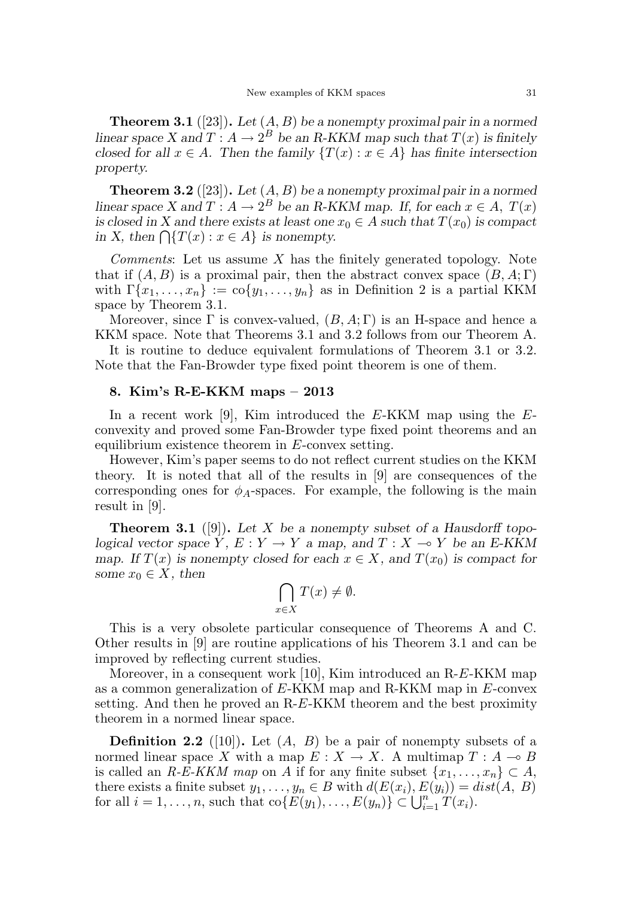**Theorem 3.1** ([23])**.** *Let $(A, B)$ be a nonempty proximal pair in a normed linear space $X$ and $T : A \to 2^B$ be an R-KKM map such that $T(x)$ is finitely closed for all $x \in A$. Then the family $\{T(x) : x \in A\}$ has finite intersection property.*

**Theorem 3.2** ([23])**.** *Let $(A, B)$ be a nonempty proximal pair in a normed linear space $X$ and $T : A \to 2^B$ be an R-KKM map. If, for each $x \in A$, $T(x)$ is closed in $X$ and there exists at least one $x_0 \in A$ such that $T(x_0)$ is compact in $X$, then $\bigcap\{T(x) : x \in A\}$ is nonempty.*

*Comments*: Let us assume $X$ has the finitely generated topology. Note that if $(A, B)$ is a proximal pair, then the abstract convex space $(B, A; \Gamma)$ with $\Gamma\{x_1, \ldots, x_n\} := \text{co}\{y_1, \ldots, y_n\}$ as in Definition 2 is a partial KKM space by Theorem 3.1.

Moreover, since $\Gamma$ is convex-valued, $(B, A; \Gamma)$ is an H-space and hence a KKM space. Note that Theorems 3.1 and 3.2 follows from our Theorem A.

It is routine to deduce equivalent formulations of Theorem 3.1 or 3.2. Note that the Fan-Browder type fixed point theorem is one of them.

## 8. Kim's R-E-KKM maps – 2013

In a recent work [9], Kim introduced the $E$-KKM map using the $E$-convexity and proved some Fan-Browder type fixed point theorems and an equilibrium existence theorem in $E$-convex setting.

However, Kim's paper seems to do not reflect current studies on the KKM theory. It is noted that all of the results in [9] are consequences of the corresponding ones for $\phi_A$-spaces. For example, the following is the main result in [9].

**Theorem 3.1** ([9])**.** *Let $X$ be a nonempty subset of a Hausdorff topological vector space $Y$, $E : Y \to Y$ a map, and $T : X \multimap Y$ be an $E$-KKM map. If $T(x)$ is nonempty closed for each $x \in X$, and $T(x_0)$ is compact for some $x_0 \in X$, then*

$$\bigcap_{x \in X} T(x) \neq \emptyset.$$

This is a very obsolete particular consequence of Theorems A and C. Other results in [9] are routine applications of his Theorem 3.1 and can be improved by reflecting current studies.

Moreover, in a consequent work [10], Kim introduced an R-$E$-KKM map as a common generalization of $E$-KKM map and R-KKM map in $E$-convex setting. And then he proved an R-$E$-KKM theorem and the best proximity theorem in a normed linear space.

**Definition 2.2** ([10])**.** Let $(A,\ B)$ be a pair of nonempty subsets of a normed linear space $X$ with a map $E : X \to X$. A multimap $T : A \multimap B$ is called an *R-E-KKM map* on $A$ if for any finite subset $\{x_1, \ldots, x_n\} \subset A$, there exists a finite subset $y_1, \ldots, y_n \in B$ with $d(E(x_i), E(y_i)) = dist(A,\ B)$ for all $i = 1, \ldots, n$, such that $\text{co}\{E(y_1), \ldots, E(y_n)\} \subset \bigcup_{i=1}^{n} T(x_i)$.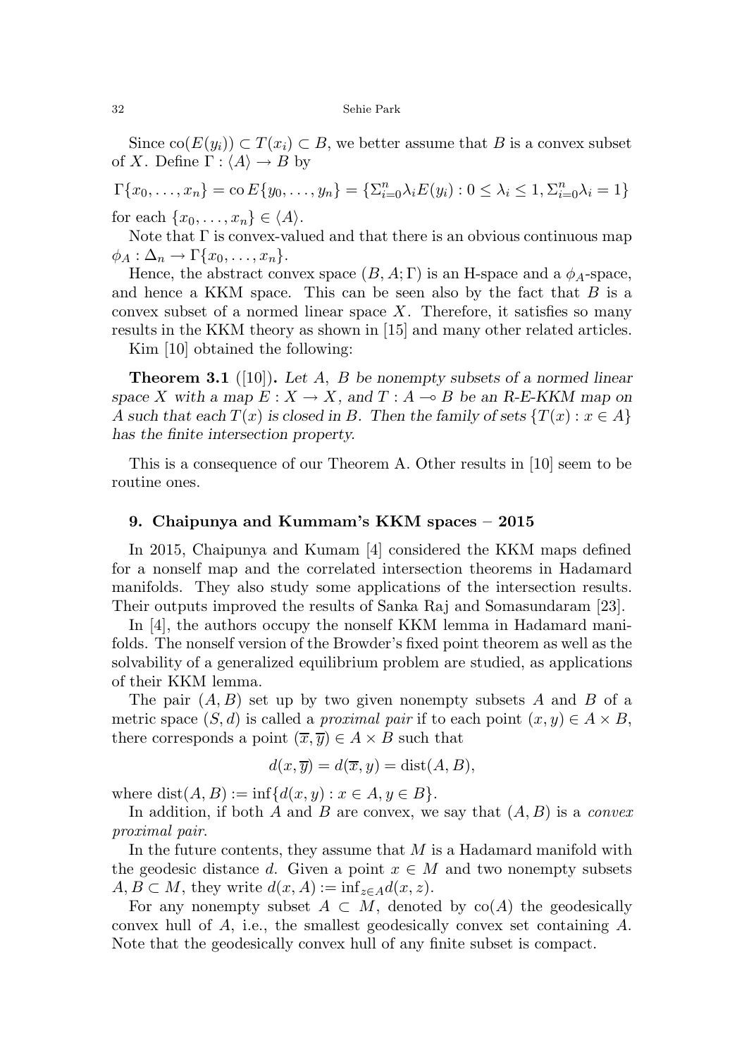Since $\operatorname{co}(E(y_i)) \subset T(x_i) \subset B$, we better assume that $B$ is a convex subset of $X$. Define $\Gamma : \langle A \rangle \to B$ by

$$\Gamma\{x_0, \ldots, x_n\} = \operatorname{co} E\{y_0, \ldots, y_n\} = \{\Sigma_{i=0}^n \lambda_i E(y_i) : 0 \le \lambda_i \le 1, \Sigma_{i=0}^n \lambda_i = 1\}$$

for each $\{x_0, \ldots, x_n\} \in \langle A \rangle$.

Note that $\Gamma$ is convex-valued and that there is an obvious continuous map $\phi_A : \Delta_n \to \Gamma\{x_0, \ldots, x_n\}$.

Hence, the abstract convex space $(B, A; \Gamma)$ is an H-space and a $\phi_A$-space, and hence a KKM space. This can be seen also by the fact that $B$ is a convex subset of a normed linear space $X$. Therefore, it satisfies so many results in the KKM theory as shown in [15] and many other related articles.

Kim [10] obtained the following:

**Theorem 3.1** ([10])**.** *Let $A$, $B$ be nonempty subsets of a normed linear space $X$ with a map $E : X \to X$, and $T : A \multimap B$ be an R-E-KKM map on $A$ such that each $T(x)$ is closed in $B$. Then the family of sets $\{T(x) : x \in A\}$ has the finite intersection property.*

This is a consequence of our Theorem A. Other results in [10] seem to be routine ones.

## 9. Chaipunya and Kummam's KKM spaces – 2015

In 2015, Chaipunya and Kumam [4] considered the KKM maps defined for a nonself map and the correlated intersection theorems in Hadamard manifolds. They also study some applications of the intersection results. Their outputs improved the results of Sanka Raj and Somasundaram [23].

In [4], the authors occupy the nonself KKM lemma in Hadamard manifolds. The nonself version of the Browder's fixed point theorem as well as the solvability of a generalized equilibrium problem are studied, as applications of their KKM lemma.

The pair $(A, B)$ set up by two given nonempty subsets $A$ and $B$ of a metric space $(S, d)$ is called a *proximal pair* if to each point $(x, y) \in A \times B$, there corresponds a point $(\overline{x}, \overline{y}) \in A \times B$ such that

$$d(x, \overline{y}) = d(\overline{x}, y) = \operatorname{dist}(A, B),$$

where $\operatorname{dist}(A, B) := \inf\{d(x, y) : x \in A, y \in B\}$.

In addition, if both $A$ and $B$ are convex, we say that $(A, B)$ is a *convex proximal pair*.

In the future contents, they assume that $M$ is a Hadamard manifold with the geodesic distance $d$. Given a point $x \in M$ and two nonempty subsets $A, B \subset M$, they write $d(x, A) := \inf_{z \in A} d(x, z)$.

For any nonempty subset $A \subset M$, denoted by $\operatorname{co}(A)$ the geodesically convex hull of $A$, i.e., the smallest geodesically convex set containing $A$. Note that the geodesically convex hull of any finite subset is compact.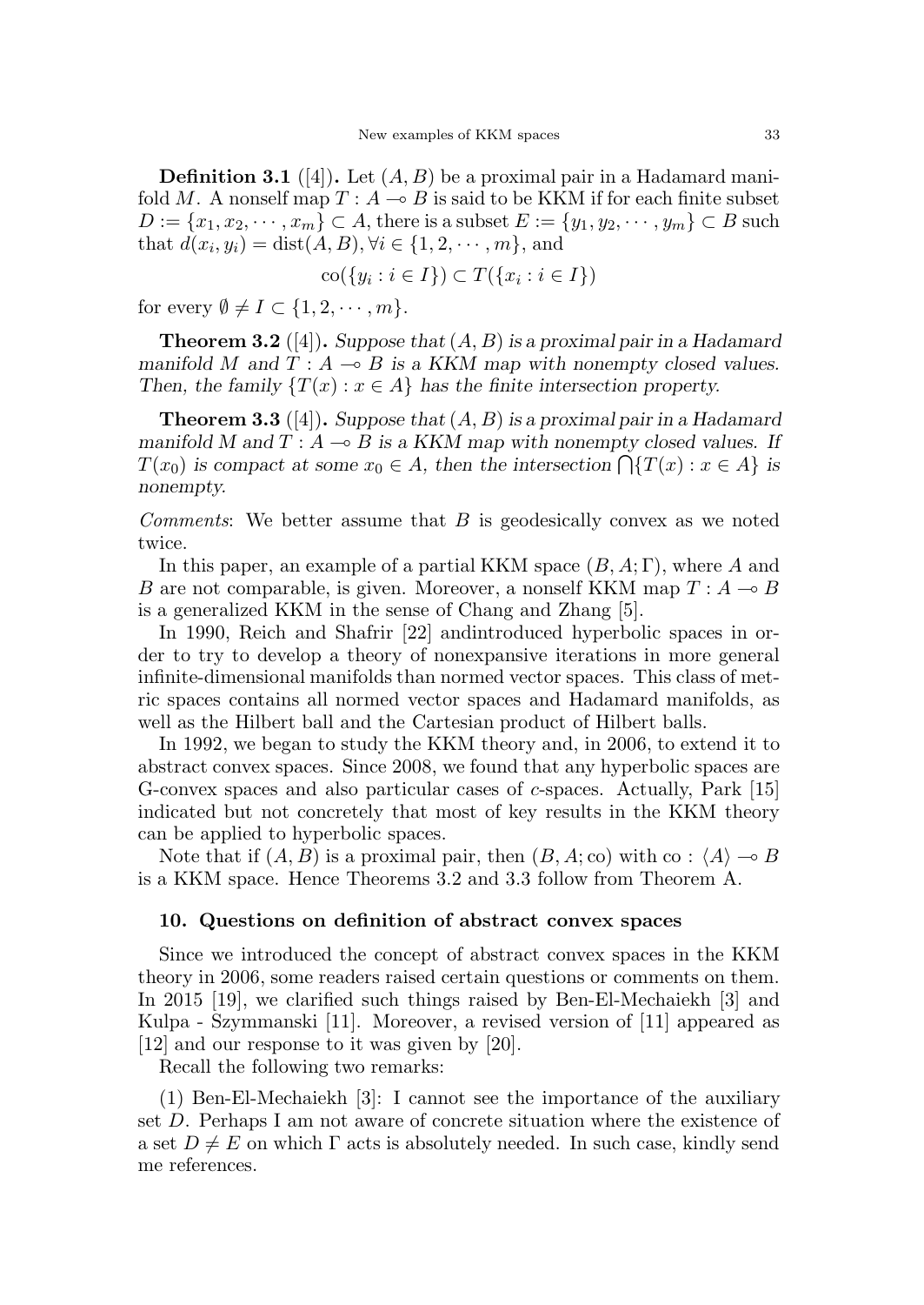**Definition 3.1** ([4]). Let $(A, B)$ be a proximal pair in a Hadamard manifold $M$. A nonself map $T : A \multimap B$ is said to be KKM if for each finite subset $D := \{x_1, x_2, \cdots, x_m\} \subset A$, there is a subset $E := \{y_1, y_2, \cdots, y_m\} \subset B$ such that $d(x_i, y_i) = \text{dist}(A, B), \forall i \in \{1, 2, \cdots, m\}$, and

$$\text{co}(\{y_i : i \in I\}) \subset T(\{x_i : i \in I\})$$

for every $\emptyset \neq I \subset \{1, 2, \cdots, m\}$.

**Theorem 3.2** ([4]). *Suppose that $(A, B)$ is a proximal pair in a Hadamard manifold $M$ and $T : A \multimap B$ is a KKM map with nonempty closed values. Then, the family $\{T(x) : x \in A\}$ has the finite intersection property.*

**Theorem 3.3** ([4]). *Suppose that $(A, B)$ is a proximal pair in a Hadamard manifold M and $T : A \multimap B$ is a KKM map with nonempty closed values. If $T(x_0)$ is compact at some $x_0 \in A$, then the intersection $\bigcap\{T(x) : x \in A\}$ is nonempty.*

*Comments*: We better assume that $B$ is geodesically convex as we noted twice.

In this paper, an example of a partial KKM space $(B, A; \Gamma)$, where $A$ and $B$ are not comparable, is given. Moreover, a nonself KKM map $T : A \multimap B$ is a generalized KKM in the sense of Chang and Zhang [5].

In 1990, Reich and Shafrir [22] andintroduced hyperbolic spaces in order to try to develop a theory of nonexpansive iterations in more general infinite-dimensional manifolds than normed vector spaces. This class of metric spaces contains all normed vector spaces and Hadamard manifolds, as well as the Hilbert ball and the Cartesian product of Hilbert balls.

In 1992, we began to study the KKM theory and, in 2006, to extend it to abstract convex spaces. Since 2008, we found that any hyperbolic spaces are G-convex spaces and also particular cases of $c$-spaces. Actually, Park [15] indicated but not concretely that most of key results in the KKM theory can be applied to hyperbolic spaces.

Note that if $(A, B)$ is a proximal pair, then $(B, A; \text{co})$ with $\text{co} : \langle A \rangle \multimap B$ is a KKM space. Hence Theorems 3.2 and 3.3 follow from Theorem A.

## 10. Questions on definition of abstract convex spaces

Since we introduced the concept of abstract convex spaces in the KKM theory in 2006, some readers raised certain questions or comments on them. In 2015 [19], we clarified such things raised by Ben-El-Mechaiekh [3] and Kulpa - Szymmanski [11]. Moreover, a revised version of [11] appeared as [12] and our response to it was given by [20].

Recall the following two remarks:

(1) Ben-El-Mechaiekh [3]: I cannot see the importance of the auxiliary set $D$. Perhaps I am not aware of concrete situation where the existence of a set $D \neq E$ on which $\Gamma$ acts is absolutely needed. In such case, kindly send me references.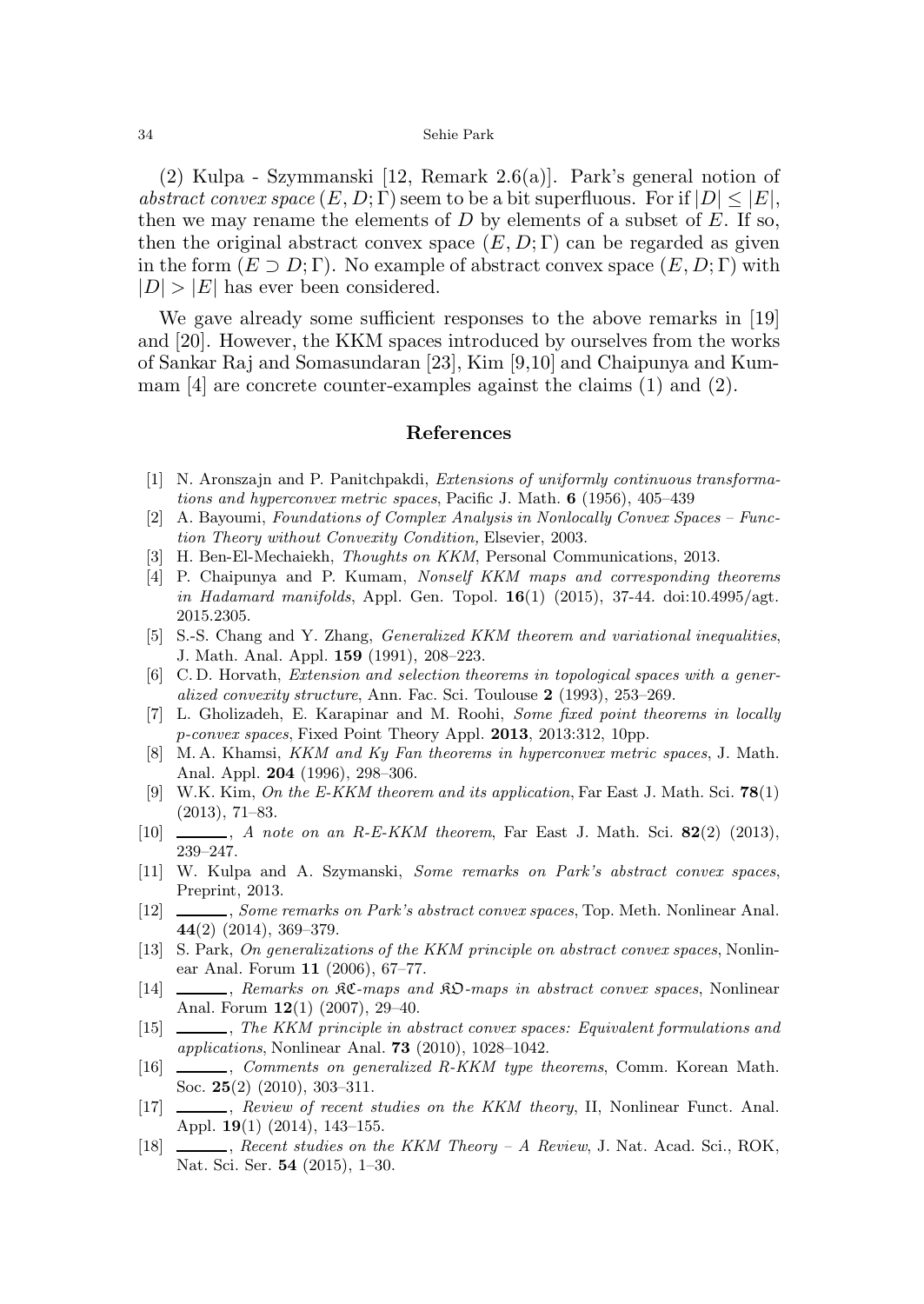(2) Kulpa - Szymmanski [12, Remark 2.6(a)]. Park's general notion of *abstract convex space* $(E, D; \Gamma)$ seem to be a bit superfluous. For if $|D| \leq |E|$, then we may rename the elements of $D$ by elements of a subset of $E$. If so, then the original abstract convex space $(E, D; \Gamma)$ can be regarded as given in the form $(E \supset D; \Gamma)$. No example of abstract convex space $(E, D; \Gamma)$ with $|D| > |E|$ has ever been considered.

We gave already some sufficient responses to the above remarks in [19] and [20]. However, the KKM spaces introduced by ourselves from the works of Sankar Raj and Somasundaran [23], Kim [9,10] and Chaipunya and Kummam [4] are concrete counter-examples against the claims (1) and (2).

## References

[1] N. Aronszajn and P. Panitchpakdi, *Extensions of uniformly continuous transformations and hyperconvex metric spaces*, Pacific J. Math. **6** (1956), 405–439

[2] A. Bayoumi, *Foundations of Complex Analysis in Nonlocally Convex Spaces – Function Theory without Convexity Condition,* Elsevier, 2003.

[3] H. Ben-El-Mechaiekh, *Thoughts on KKM*, Personal Communications, 2013.

[4] P. Chaipunya and P. Kumam, *Nonself KKM maps and corresponding theorems in Hadamard manifolds*, Appl. Gen. Topol. **16**(1) (2015), 37-44. doi:10.4995/agt.2015.2305.

[5] S.-S. Chang and Y. Zhang, *Generalized KKM theorem and variational inequalities*, J. Math. Anal. Appl. **159** (1991), 208–223.

[6] C. D. Horvath, *Extension and selection theorems in topological spaces with a generalized convexity structure*, Ann. Fac. Sci. Toulouse **2** (1993), 253–269.

[7] L. Gholizadeh, E. Karapinar and M. Roohi, *Some fixed point theorems in locally p-convex spaces*, Fixed Point Theory Appl. **2013**, 2013:312, 10pp.

[8] M. A. Khamsi, *KKM and Ky Fan theorems in hyperconvex metric spaces*, J. Math. Anal. Appl. **204** (1996), 298–306.

[9] W.K. Kim, *On the E-KKM theorem and its application*, Far East J. Math. Sci. **78**(1) (2013), 71–83.

[10] ______, *A note on an R-E-KKM theorem*, Far East J. Math. Sci. **82**(2) (2013), 239–247.

[11] W. Kulpa and A. Szymanski, *Some remarks on Park's abstract convex spaces*, Preprint, 2013.

[12] ______, *Some remarks on Park's abstract convex spaces*, Top. Meth. Nonlinear Anal. **44**(2) (2014), 369–379.

[13] S. Park, *On generalizations of the KKM principle on abstract convex spaces*, Nonlinear Anal. Forum **11** (2006), 67–77.

[14] ______, *Remarks on $\mathfrak{KC}$-maps and $\mathfrak{KO}$-maps in abstract convex spaces*, Nonlinear Anal. Forum **12**(1) (2007), 29–40.

[15] ______, *The KKM principle in abstract convex spaces: Equivalent formulations and applications*, Nonlinear Anal. **73** (2010), 1028–1042.

[16] ______, *Comments on generalized R-KKM type theorems*, Comm. Korean Math. Soc. **25**(2) (2010), 303–311.

[17] ______, *Review of recent studies on the KKM theory*, II, Nonlinear Funct. Anal. Appl. **19**(1) (2014), 143–155.

[18] ______, *Recent studies on the KKM Theory – A Review*, J. Nat. Acad. Sci., ROK, Nat. Sci. Ser. **54** (2015), 1–30.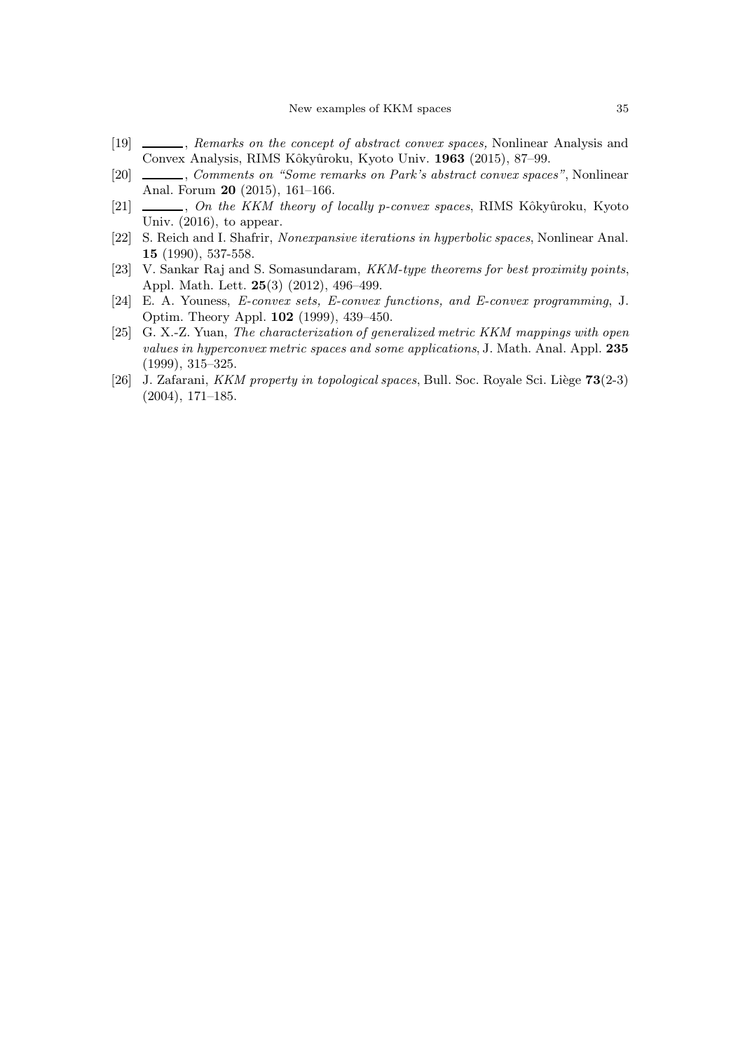[19] ______, *Remarks on the concept of abstract convex spaces,* Nonlinear Analysis and Convex Analysis, RIMS Kôkyûroku, Kyoto Univ. **1963** (2015), 87–99.

[20] ______, *Comments on "Some remarks on Park's abstract convex spaces"*, Nonlinear Anal. Forum **20** (2015), 161–166.

[21] ______, *On the KKM theory of locally p-convex spaces*, RIMS Kôkyûroku, Kyoto Univ. (2016), to appear.

[22] S. Reich and I. Shafrir, *Nonexpansive iterations in hyperbolic spaces*, Nonlinear Anal. **15** (1990), 537-558.

[23] V. Sankar Raj and S. Somasundaram, *KKM-type theorems for best proximity points*, Appl. Math. Lett. **25**(3) (2012), 496–499.

[24] E. A. Youness, *E-convex sets, E-convex functions, and E-convex programming*, J. Optim. Theory Appl. **102** (1999), 439–450.

[25] G. X.-Z. Yuan, *The characterization of generalized metric KKM mappings with open values in hyperconvex metric spaces and some applications*, J. Math. Anal. Appl. **235** (1999), 315–325.

[26] J. Zafarani, *KKM property in topological spaces*, Bull. Soc. Royale Sci. Liège **73**(2-3) (2004), 171–185.